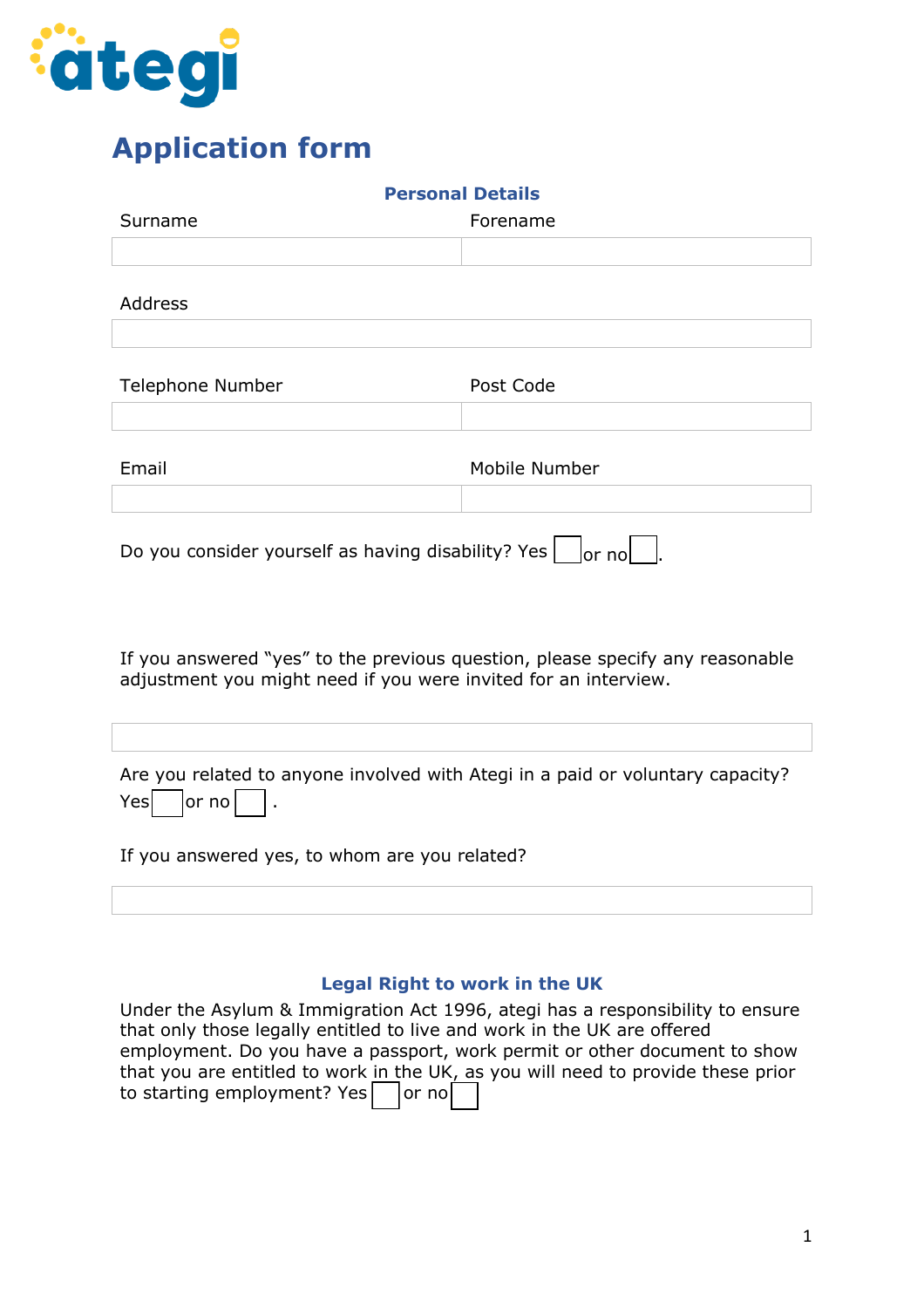ategi

# Application form

## Personal Details

| Surname | Forename |
| --- | --- |
| | |

| Address |
| --- |
| |

| Telephone Number | Post Code |
| --- | --- |
| | |

| Email | Mobile Number |
| --- | --- |
| | |

Do you consider yourself as having disability? Yes ☐ or no ☐.

If you answered "yes" to the previous question, please specify any reasonable adjustment you might need if you were invited for an interview.

| |
| --- |
| |

Are you related to anyone involved with Ategi in a paid or voluntary capacity? Yes ☐ or no ☐ .

If you answered yes, to whom are you related?

| |
| --- |
| |

## Legal Right to work in the UK

Under the Asylum & Immigration Act 1996, ategi has a responsibility to ensure that only those legally entitled to live and work in the UK are offered employment. Do you have a passport, work permit or other document to show that you are entitled to work in the UK, as you will need to provide these prior to starting employment? Yes ☐ or no ☐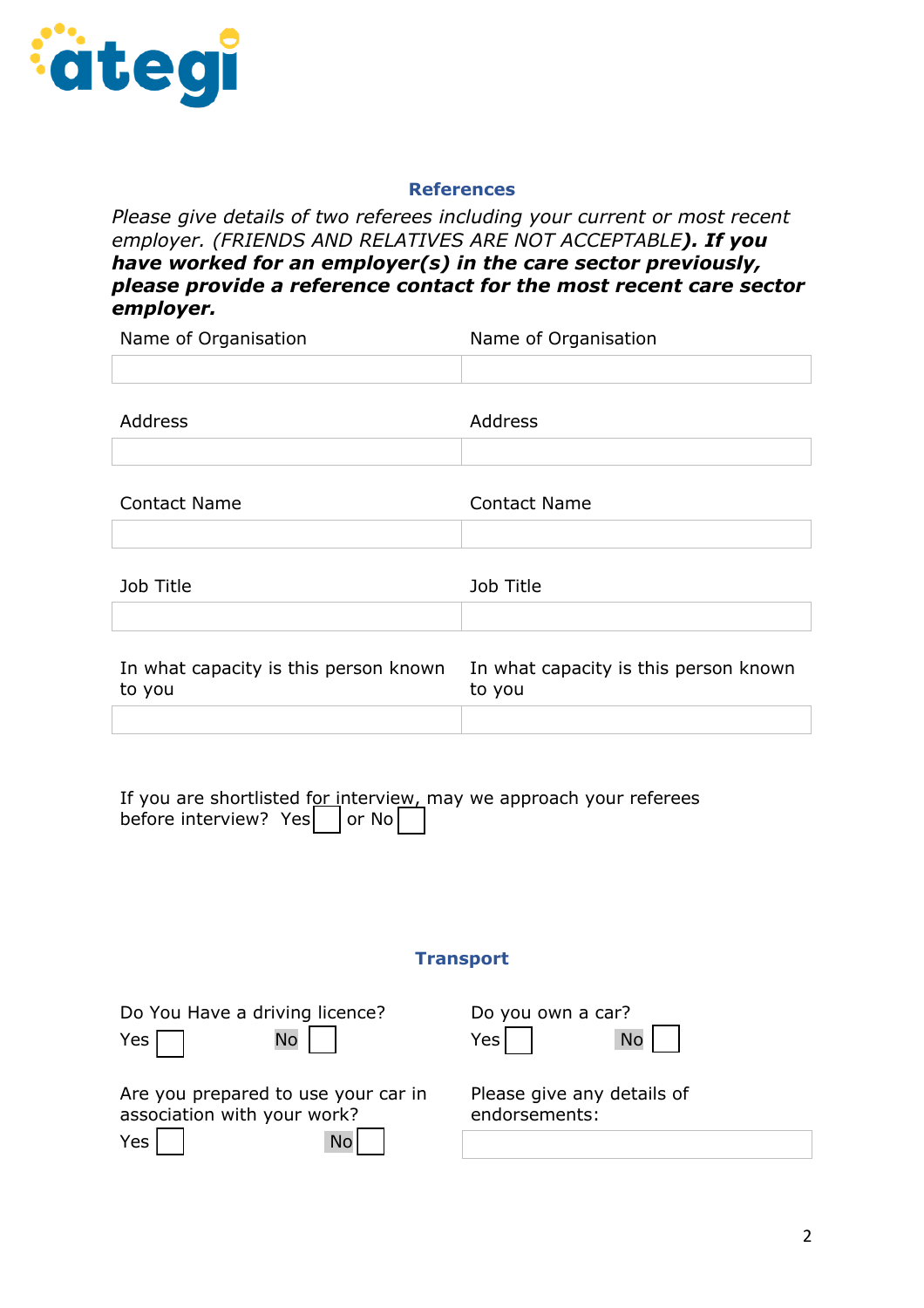## References

*Please give details of two referees including your current or most recent employer. (FRIENDS AND RELATIVES ARE NOT ACCEPTABLE)*. ***If you have worked for an employer(s) in the care sector previously, please provide a reference contact for the most recent care sector employer.***

| Name of Organisation | Name of Organisation |
|---|---|
| | |
| **Address** | **Address** |
| | |
| **Contact Name** | **Contact Name** |
| | |
| **Job Title** | **Job Title** |
| | |
| **In what capacity is this person known to you** | **In what capacity is this person known to you** |
| | |

If you are shortlisted for interview, may we approach your referees before interview? Yes ☐ or No ☐

## Transport

Do You Have a driving licence?
Yes ☐ No ☐

Do you own a car?
Yes ☐ No ☐

Are you prepared to use your car in association with your work?
Yes ☐ No ☐

Please give any details of endorsements: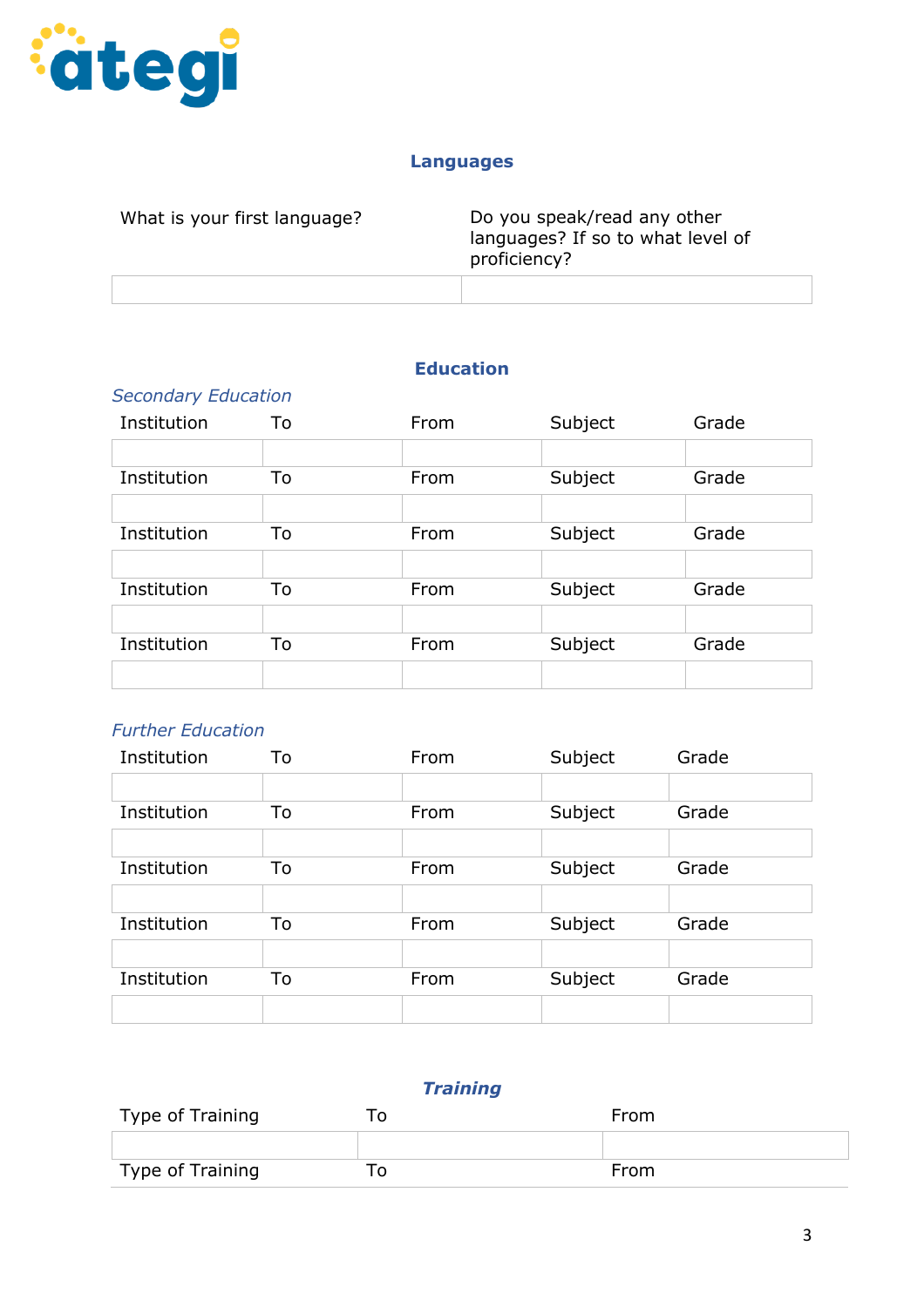## Languages

| What is your first language? | Do you speak/read any other languages? If so to what level of proficiency? |
| --- | --- |
| | |

## Education

*Secondary Education*

| Institution | To | From | Subject | Grade |
| --- | --- | --- | --- | --- |
| | | | | |
| Institution | To | From | Subject | Grade |
| | | | | |
| Institution | To | From | Subject | Grade |
| | | | | |
| Institution | To | From | Subject | Grade |
| | | | | |
| Institution | To | From | Subject | Grade |
| | | | | |

*Further Education*

| Institution | To | From | Subject | Grade |
| --- | --- | --- | --- | --- |
| | | | | |
| Institution | To | From | Subject | Grade |
| | | | | |
| Institution | To | From | Subject | Grade |
| | | | | |
| Institution | To | From | Subject | Grade |
| | | | | |
| Institution | To | From | Subject | Grade |
| | | | | |

## *Training*

| Type of Training | To | From |
| --- | --- | --- |
| | | |
| Type of Training | To | From |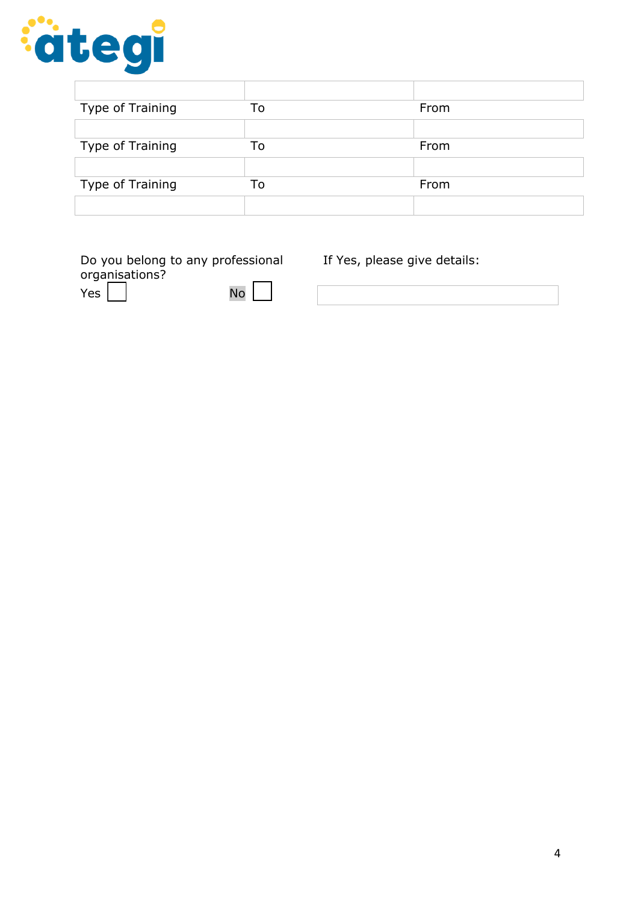| | | |
|---|---|---|
| | | |
| Type of Training | To | From |
| | | |
| Type of Training | To | From |
| | | |
| Type of Training | To | From |
| | | |

Do you belong to any professional organisations?

Yes ☐ No ☐

If Yes, please give details:

| |
|---|
| |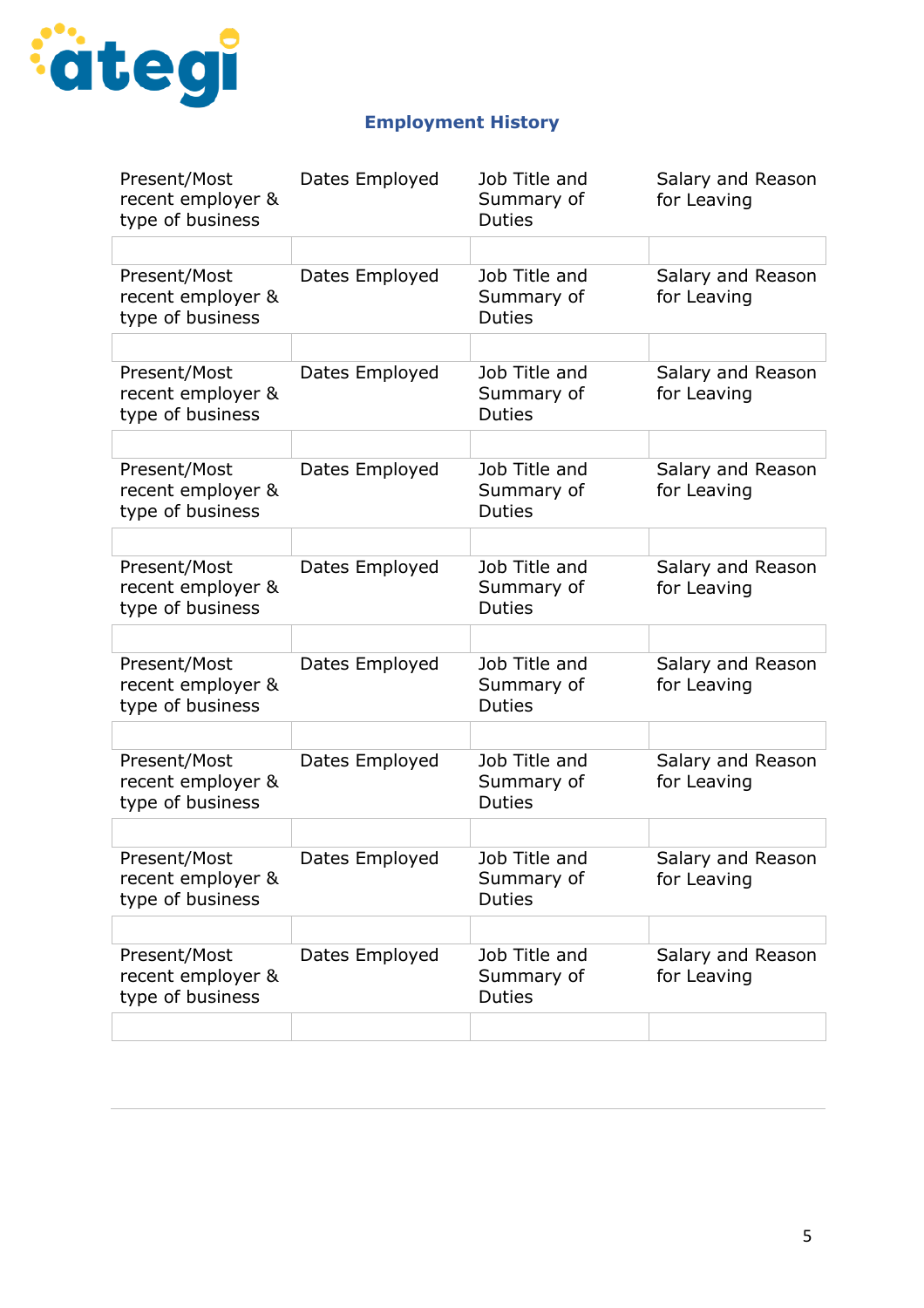## Employment History

| Present/Most recent employer & type of business | Dates Employed | Job Title and Summary of Duties | Salary and Reason for Leaving |
|---|---|---|---|
| | | | |
| Present/Most recent employer & type of business | Dates Employed | Job Title and Summary of Duties | Salary and Reason for Leaving |
| | | | |
| Present/Most recent employer & type of business | Dates Employed | Job Title and Summary of Duties | Salary and Reason for Leaving |
| | | | |
| Present/Most recent employer & type of business | Dates Employed | Job Title and Summary of Duties | Salary and Reason for Leaving |
| | | | |
| Present/Most recent employer & type of business | Dates Employed | Job Title and Summary of Duties | Salary and Reason for Leaving |
| | | | |
| Present/Most recent employer & type of business | Dates Employed | Job Title and Summary of Duties | Salary and Reason for Leaving |
| | | | |
| Present/Most recent employer & type of business | Dates Employed | Job Title and Summary of Duties | Salary and Reason for Leaving |
| | | | |
| Present/Most recent employer & type of business | Dates Employed | Job Title and Summary of Duties | Salary and Reason for Leaving |
| | | | |
| Present/Most recent employer & type of business | Dates Employed | Job Title and Summary of Duties | Salary and Reason for Leaving |
| | | | |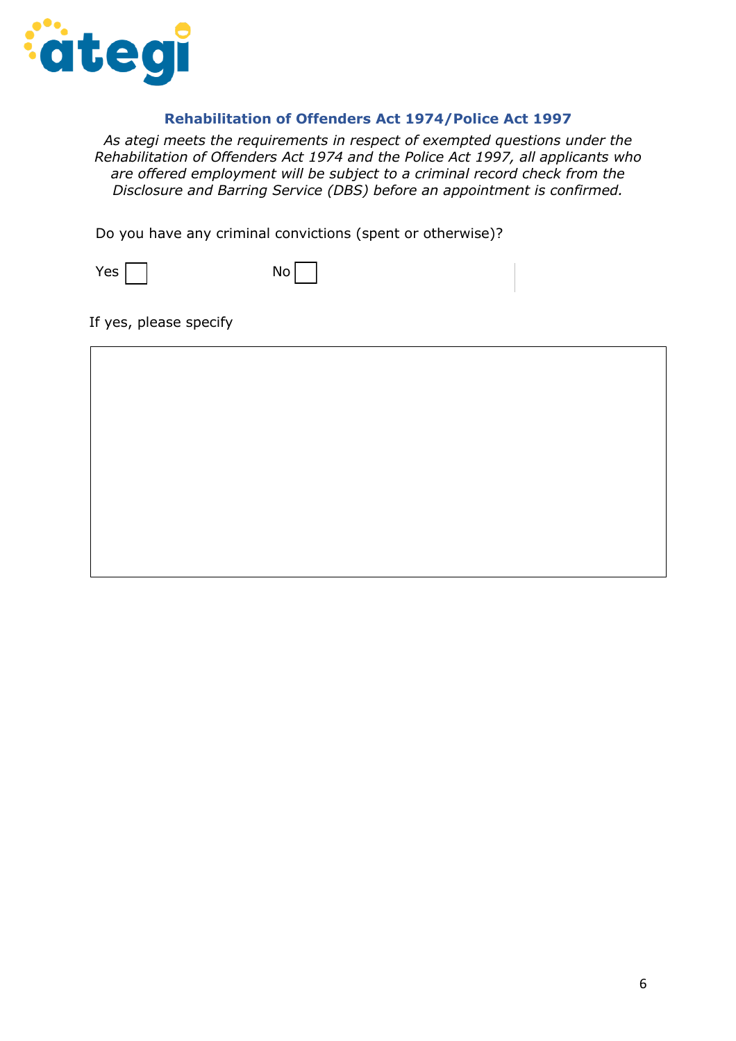## Rehabilitation of Offenders Act 1974/Police Act 1997

*As ategi meets the requirements in respect of exempted questions under the Rehabilitation of Offenders Act 1974 and the Police Act 1997, all applicants who are offered employment will be subject to a criminal record check from the Disclosure and Barring Service (DBS) before an appointment is confirmed.*

Do you have any criminal convictions (spent or otherwise)?

Yes ☐ No ☐

If yes, please specify

|   |
|---|
|   |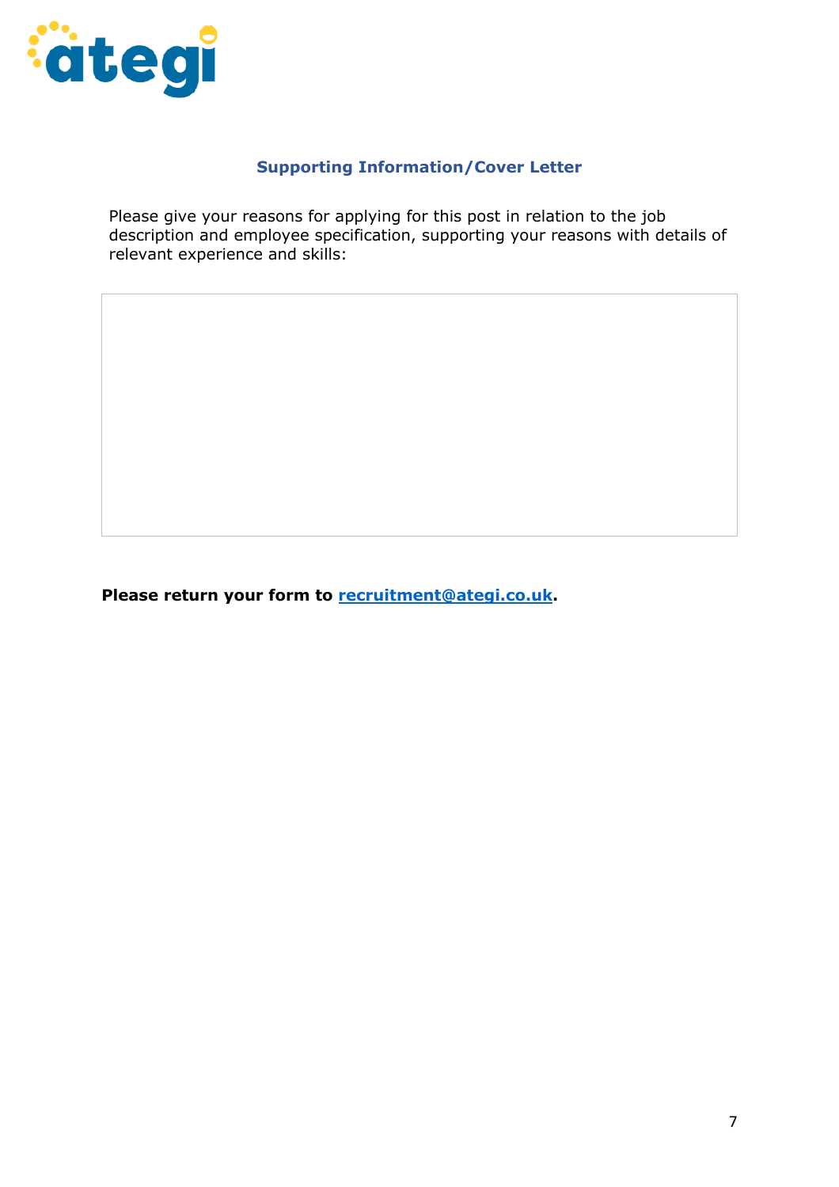## Supporting Information/Cover Letter

Please give your reasons for applying for this post in relation to the job description and employee specification, supporting your reasons with details of relevant experience and skills:

| |
|---|
| |

**Please return your form to recruitment@ategi.co.uk.**